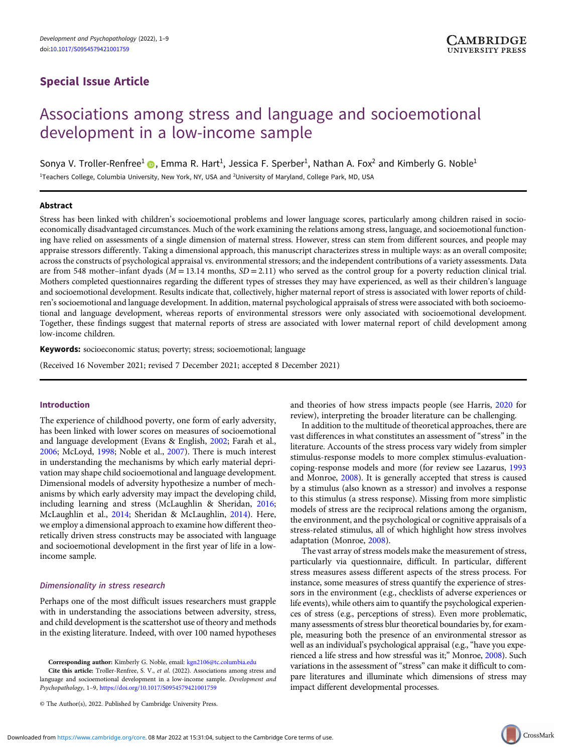Special Issue Article

# Associations among stress and language and socioemotional development in a low-income sample

Sonya V. Troller-Renfree[1], Emma R. Hart[1], Jessica F. Sperber[1], Nathan A. Fox[2] and Kimberly G. Noble[1]

[1]Teachers College, Columbia University, New York, NY, USA and [2]University of Maryland, College Park, MD, USA

### Abstract

Stress has been linked with children's socioemotional problems and lower language scores, particularly among children raised in socioeconomically disadvantaged circumstances. Much of the work examining the relations among stress, language, and socioemotional functioning have relied on assessments of a single dimension of maternal stress. However, stress can stem from different sources, and people may appraise stressors differently. Taking a dimensional approach, this manuscript characterizes stress in multiple ways: as an overall composite; across the constructs of psychological appraisal vs. environmental stressors; and the independent contributions of a variety assessments. Data are from 548 mother–infant dyads ($M = 13.14$ months, $SD = 2.11$) who served as the control group for a poverty reduction clinical trial. Mothers completed questionnaires regarding the different types of stresses they may have experienced, as well as their children's language and socioemotional development. Results indicate that, collectively, higher maternal report of stress is associated with lower reports of children's socioemotional and language development. In addition, maternal psychological appraisals of stress were associated with both socioemotional and language development, whereas reports of environmental stressors were only associated with socioemotional development. Together, these findings suggest that maternal reports of stress are associated with lower maternal report of child development among low-income children.

**Keywords:** socioeconomic status; poverty; stress; socioemotional; language

(Received 16 November 2021; revised 7 December 2021; accepted 8 December 2021)

## Introduction

The experience of childhood poverty, one form of early adversity, has been linked with lower scores on measures of socioemotional and language development (Evans & English, 2002; Farah et al., 2006; McLoyd, 1998; Noble et al., 2007). There is much interest in understanding the mechanisms by which early material deprivation may shape child socioemotional and language development. Dimensional models of adversity hypothesize a number of mechanisms by which early adversity may impact the developing child, including learning and stress (McLaughlin & Sheridan, 2016; McLaughlin et al., 2014; Sheridan & McLaughlin, 2014). Here, we employ a dimensional approach to examine how different theoretically driven stress constructs may be associated with language and socioemotional development in the first year of life in a low-income sample.

### *Dimensionality in stress research*

Perhaps one of the most difficult issues researchers must grapple with in understanding the associations between adversity, stress, and child development is the scattershot use of theory and methods in the existing literature. Indeed, with over 100 named hypotheses and theories of how stress impacts people (see Harris, 2020 for review), interpreting the broader literature can be challenging.

In addition to the multitude of theoretical approaches, there are vast differences in what constitutes an assessment of "stress" in the literature. Accounts of the stress process vary widely from simpler stimulus-response models to more complex stimulus-evaluation-coping-response models and more (for review see Lazarus, 1993 and Monroe, 2008). It is generally accepted that stress is caused by a stimulus (also known as a stressor) and involves a response to this stimulus (a stress response). Missing from more simplistic models of stress are the reciprocal relations among the organism, the environment, and the psychological or cognitive appraisals of a stress-related stimulus, all of which highlight how stress involves adaptation (Monroe, 2008).

The vast array of stress models make the measurement of stress, particularly via questionnaire, difficult. In particular, different stress measures assess different aspects of the stress process. For instance, some measures of stress quantify the experience of stressors in the environment (e.g., checklists of adverse experiences or life events), while others aim to quantify the psychological experiences of stress (e.g., perceptions of stress). Even more problematic, many assessments of stress blur theoretical boundaries by, for example, measuring both the presence of an environmental stressor as well as an individual's psychological appraisal (e.g., "have you experienced a life stress and how stressful was it;" Monroe, 2008). Such variations in the assessment of "stress" can make it difficult to compare literatures and illuminate which dimensions of stress may impact different developmental processes.

**Corresponding author:** Kimberly G. Noble, email: kgn2106@tc.columbia.edu

**Cite this article:** Troller-Renfree, S. V., *et al.* (2022). Associations among stress and language and socioemotional development in a low-income sample. *Development and Psychopathology*, 1–9, https://doi.org/10.1017/S0954579421001759

© The Author(s), 2022. Published by Cambridge University Press.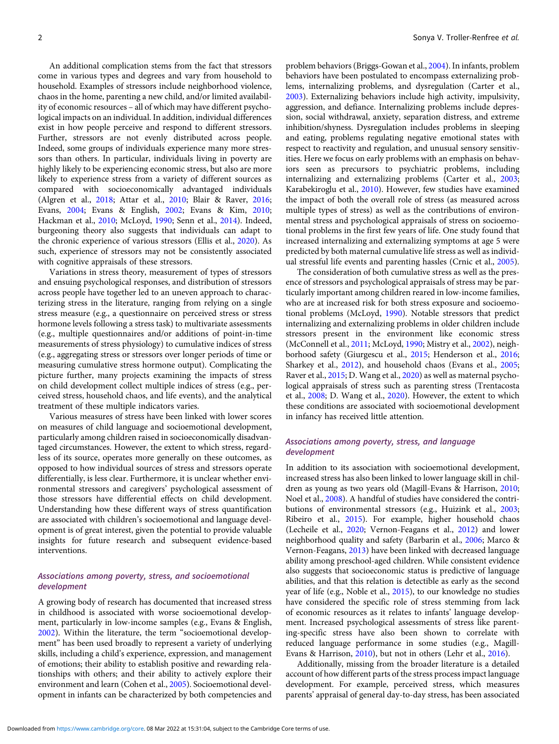An additional complication stems from the fact that stressors come in various types and degrees and vary from household to household. Examples of stressors include neighborhood violence, chaos in the home, parenting a new child, and/or limited availability of economic resources – all of which may have different psychological impacts on an individual. In addition, individual differences exist in how people perceive and respond to different stressors. Further, stressors are not evenly distributed across people. Indeed, some groups of individuals experience many more stressors than others. In particular, individuals living in poverty are highly likely to be experiencing economic stress, but also are more likely to experience stress from a variety of different sources as compared with socioeconomically advantaged individuals (Algren et al., 2018; Attar et al., 2010; Blair & Raver, 2016; Evans, 2004; Evans & English, 2002; Evans & Kim, 2010; Hackman et al., 2010; McLoyd, 1990; Senn et al., 2014). Indeed, burgeoning theory also suggests that individuals can adapt to the chronic experience of various stressors (Ellis et al., 2020). As such, experience of stressors may not be consistently associated with cognitive appraisals of these stressors.

Variations in stress theory, measurement of types of stressors and ensuing psychological responses, and distribution of stressors across people have together led to an uneven approach to characterizing stress in the literature, ranging from relying on a single stress measure (e.g., a questionnaire on perceived stress or stress hormone levels following a stress task) to multivariate assessments (e.g., multiple questionnaires and/or additions of point-in-time measurements of stress physiology) to cumulative indices of stress (e.g., aggregating stress or stressors over longer periods of time or measuring cumulative stress hormone output). Complicating the picture further, many projects examining the impacts of stress on child development collect multiple indices of stress (e.g., perceived stress, household chaos, and life events), and the analytical treatment of these multiple indicators varies.

Various measures of stress have been linked with lower scores on measures of child language and socioemotional development, particularly among children raised in socioeconomically disadvantaged circumstances. However, the extent to which stress, regardless of its source, operates more generally on these outcomes, as opposed to how individual sources of stress and stressors operate differentially, is less clear. Furthermore, it is unclear whether environmental stressors and caregivers' psychological assessment of those stressors have differential effects on child development. Understanding how these different ways of stress quantification are associated with children's socioemotional and language development is of great interest, given the potential to provide valuable insights for future research and subsequent evidence-based interventions.

### *Associations among poverty, stress, and socioemotional development*

A growing body of research has documented that increased stress in childhood is associated with worse socioemotional development, particularly in low-income samples (e.g., Evans & English, 2002). Within the literature, the term "socioemotional development" has been used broadly to represent a variety of underlying skills, including a child's experience, expression, and management of emotions; their ability to establish positive and rewarding relationships with others; and their ability to actively explore their environment and learn (Cohen et al., 2005). Socioemotional development in infants can be characterized by both competencies and problem behaviors (Briggs-Gowan et al., 2004). In infants, problem behaviors have been postulated to encompass externalizing problems, internalizing problems, and dysregulation (Carter et al., 2003). Externalizing behaviors include high activity, impulsivity, aggression, and defiance. Internalizing problems include depression, social withdrawal, anxiety, separation distress, and extreme inhibition/shyness. Dysregulation includes problems in sleeping and eating, problems regulating negative emotional states with respect to reactivity and regulation, and unusual sensory sensitivities. Here we focus on early problems with an emphasis on behaviors seen as precursors to psychiatric problems, including internalizing and externalizing problems (Carter et al., 2003; Karabekiroglu et al., 2010). However, few studies have examined the impact of both the overall role of stress (as measured across multiple types of stress) as well as the contributions of environmental stress and psychological appraisals of stress on socioemotional problems in the first few years of life. One study found that increased internalizing and externalizing symptoms at age 5 were predicted by both maternal cumulative life stress as well as individual stressful life events and parenting hassles (Crnic et al., 2005).

The consideration of both cumulative stress as well as the presence of stressors and psychological appraisals of stress may be particularly important among children reared in low-income families, who are at increased risk for both stress exposure and socioemotional problems (McLoyd, 1990). Notable stressors that predict internalizing and externalizing problems in older children include stressors present in the environment like economic stress (McConnell et al., 2011; McLoyd, 1990; Mistry et al., 2002), neighborhood safety (Giurgescu et al., 2015; Henderson et al., 2016; Sharkey et al., 2012), and household chaos (Evans et al., 2005; Raver et al., 2015; D. Wang et al., 2020) as well as maternal psychological appraisals of stress such as parenting stress (Trentacosta et al., 2008; D. Wang et al., 2020). However, the extent to which these conditions are associated with socioemotional development in infancy has received little attention.

### *Associations among poverty, stress, and language development*

In addition to its association with socioemotional development, increased stress has also been linked to lower language skill in children as young as two years old (Magill-Evans & Harrison, 2010; Noel et al., 2008). A handful of studies have considered the contributions of environmental stressors (e.g., Huizink et al., 2003; Ribeiro et al., 2015). For example, higher household chaos (Lecheile et al., 2020; Vernon-Feagans et al., 2012) and lower neighborhood quality and safety (Barbarin et al., 2006; Marco & Vernon-Feagans, 2013) have been linked with decreased language ability among preschool-aged children. While consistent evidence also suggests that socioeconomic status is predictive of language abilities, and that this relation is detectible as early as the second year of life (e.g., Noble et al., 2015), to our knowledge no studies have considered the specific role of stress stemming from lack of economic resources as it relates to infants' language development. Increased psychological assessments of stress like parenting-specific stress have also been shown to correlate with reduced language performance in some studies (e.g., Magill-Evans & Harrison, 2010), but not in others (Lehr et al., 2016).

Additionally, missing from the broader literature is a detailed account of how different parts of the stress process impact language development. For example, perceived stress, which measures parents' appraisal of general day-to-day stress, has been associated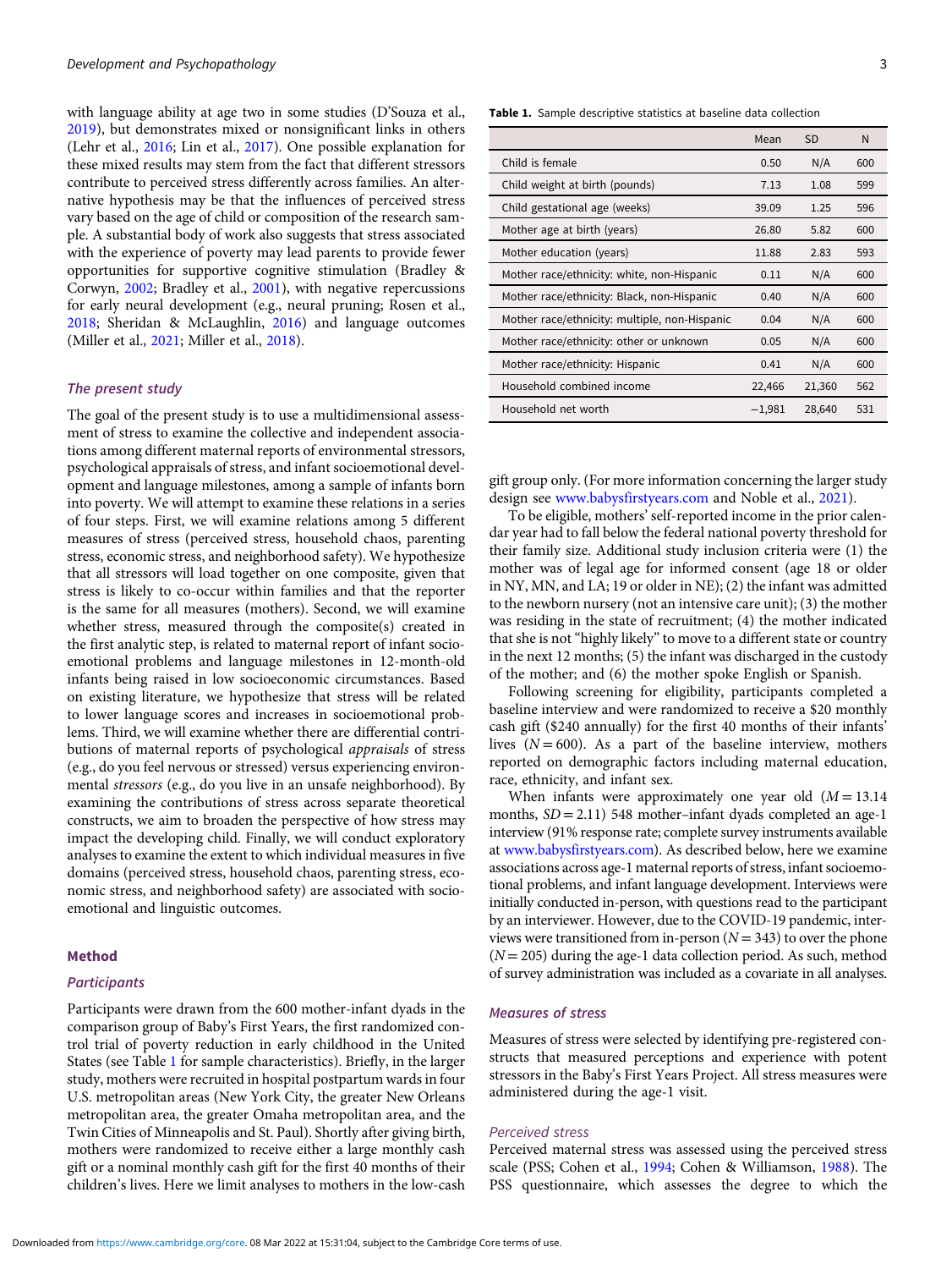with language ability at age two in some studies (D'Souza et al., 2019), but demonstrates mixed or nonsignificant links in others (Lehr et al., 2016; Lin et al., 2017). One possible explanation for these mixed results may stem from the fact that different stressors contribute to perceived stress differently across families. An alternative hypothesis may be that the influences of perceived stress vary based on the age of child or composition of the research sample. A substantial body of work also suggests that stress associated with the experience of poverty may lead parents to provide fewer opportunities for supportive cognitive stimulation (Bradley & Corwyn, 2002; Bradley et al., 2001), with negative repercussions for early neural development (e.g., neural pruning; Rosen et al., 2018; Sheridan & McLaughlin, 2016) and language outcomes (Miller et al., 2021; Miller et al., 2018).

### The present study

The goal of the present study is to use a multidimensional assessment of stress to examine the collective and independent associations among different maternal reports of environmental stressors, psychological appraisals of stress, and infant socioemotional development and language milestones, among a sample of infants born into poverty. We will attempt to examine these relations in a series of four steps. First, we will examine relations among 5 different measures of stress (perceived stress, household chaos, parenting stress, economic stress, and neighborhood safety). We hypothesize that all stressors will load together on one composite, given that stress is likely to co-occur within families and that the reporter is the same for all measures (mothers). Second, we will examine whether stress, measured through the composite(s) created in the first analytic step, is related to maternal report of infant socioemotional problems and language milestones in 12-month-old infants being raised in low socioeconomic circumstances. Based on existing literature, we hypothesize that stress will be related to lower language scores and increases in socioemotional problems. Third, we will examine whether there are differential contributions of maternal reports of psychological *appraisals* of stress (e.g., do you feel nervous or stressed) versus experiencing environmental *stressors* (e.g., do you live in an unsafe neighborhood). By examining the contributions of stress across separate theoretical constructs, we aim to broaden the perspective of how stress may impact the developing child. Finally, we will conduct exploratory analyses to examine the extent to which individual measures in five domains (perceived stress, household chaos, parenting stress, economic stress, and neighborhood safety) are associated with socioemotional and linguistic outcomes.

## Method

### Participants

Participants were drawn from the 600 mother-infant dyads in the comparison group of Baby's First Years, the first randomized control trial of poverty reduction in early childhood in the United States (see Table 1 for sample characteristics). Briefly, in the larger study, mothers were recruited in hospital postpartum wards in four U.S. metropolitan areas (New York City, the greater New Orleans metropolitan area, the greater Omaha metropolitan area, and the Twin Cities of Minneapolis and St. Paul). Shortly after giving birth, mothers were randomized to receive either a large monthly cash gift or a nominal monthly cash gift for the first 40 months of their children's lives. Here we limit analyses to mothers in the low-cash gift group only. (For more information concerning the larger study design see www.babysfirstyears.com and Noble et al., 2021).

**Table 1.** Sample descriptive statistics at baseline data collection

| | Mean | SD | N |
|---|---|---|---|
| Child is female | 0.50 | N/A | 600 |
| Child weight at birth (pounds) | 7.13 | 1.08 | 599 |
| Child gestational age (weeks) | 39.09 | 1.25 | 596 |
| Mother age at birth (years) | 26.80 | 5.82 | 600 |
| Mother education (years) | 11.88 | 2.83 | 593 |
| Mother race/ethnicity: white, non-Hispanic | 0.11 | N/A | 600 |
| Mother race/ethnicity: Black, non-Hispanic | 0.40 | N/A | 600 |
| Mother race/ethnicity: multiple, non-Hispanic | 0.04 | N/A | 600 |
| Mother race/ethnicity: other or unknown | 0.05 | N/A | 600 |
| Mother race/ethnicity: Hispanic | 0.41 | N/A | 600 |
| Household combined income | 22,466 | 21,360 | 562 |
| Household net worth | −1,981 | 28,640 | 531 |

To be eligible, mothers' self-reported income in the prior calendar year had to fall below the federal national poverty threshold for their family size. Additional study inclusion criteria were (1) the mother was of legal age for informed consent (age 18 or older in NY, MN, and LA; 19 or older in NE); (2) the infant was admitted to the newborn nursery (not an intensive care unit); (3) the mother was residing in the state of recruitment; (4) the mother indicated that she is not "highly likely" to move to a different state or country in the next 12 months; (5) the infant was discharged in the custody of the mother; and (6) the mother spoke English or Spanish.

Following screening for eligibility, participants completed a baseline interview and were randomized to receive a $20 monthly cash gift ($240 annually) for the first 40 months of their infants' lives ($N = 600$). As a part of the baseline interview, mothers reported on demographic factors including maternal education, race, ethnicity, and infant sex.

When infants were approximately one year old ($M = 13.14$ months, $SD = 2.11$) 548 mother–infant dyads completed an age-1 interview (91% response rate; complete survey instruments available at www.babysfirstyears.com). As described below, here we examine associations across age-1 maternal reports of stress, infant socioemotional problems, and infant language development. Interviews were initially conducted in-person, with questions read to the participant by an interviewer. However, due to the COVID-19 pandemic, interviews were transitioned from in-person ($N = 343$) to over the phone ($N = 205$) during the age-1 data collection period. As such, method of survey administration was included as a covariate in all analyses.

### Measures of stress

Measures of stress were selected by identifying pre-registered constructs that measured perceptions and experience with potent stressors in the Baby's First Years Project. All stress measures were administered during the age-1 visit.

#### Perceived stress

Perceived maternal stress was assessed using the perceived stress scale (PSS; Cohen et al., 1994; Cohen & Williamson, 1988). The PSS questionnaire, which assesses the degree to which the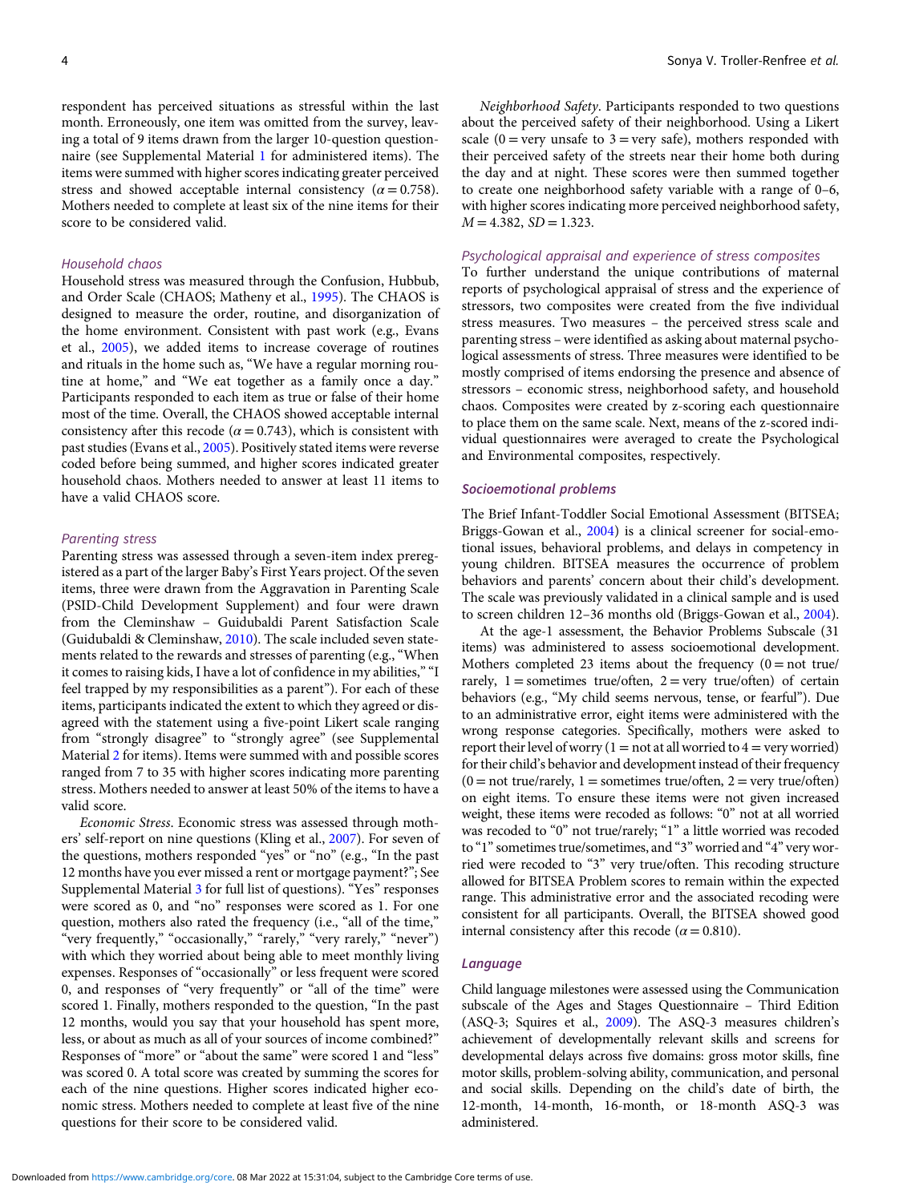respondent has perceived situations as stressful within the last month. Erroneously, one item was omitted from the survey, leaving a total of 9 items drawn from the larger 10-question questionnaire (see Supplemental Material 1 for administered items). The items were summed with higher scores indicating greater perceived stress and showed acceptable internal consistency ($\alpha = 0.758$). Mothers needed to complete at least six of the nine items for their score to be considered valid.

#### *Household chaos*

Household stress was measured through the Confusion, Hubbub, and Order Scale (CHAOS; Matheny et al., 1995). The CHAOS is designed to measure the order, routine, and disorganization of the home environment. Consistent with past work (e.g., Evans et al., 2005), we added items to increase coverage of routines and rituals in the home such as, "We have a regular morning routine at home," and "We eat together as a family once a day." Participants responded to each item as true or false of their home most of the time. Overall, the CHAOS showed acceptable internal consistency after this recode ($\alpha = 0.743$), which is consistent with past studies (Evans et al., 2005). Positively stated items were reverse coded before being summed, and higher scores indicated greater household chaos. Mothers needed to answer at least 11 items to have a valid CHAOS score.

#### *Parenting stress*

Parenting stress was assessed through a seven-item index preregistered as a part of the larger Baby's First Years project. Of the seven items, three were drawn from the Aggravation in Parenting Scale (PSID-Child Development Supplement) and four were drawn from the Cleminshaw – Guidubaldi Parent Satisfaction Scale (Guidubaldi & Cleminshaw, 2010). The scale included seven statements related to the rewards and stresses of parenting (e.g., "When it comes to raising kids, I have a lot of confidence in my abilities," "I feel trapped by my responsibilities as a parent"). For each of these items, participants indicated the extent to which they agreed or disagreed with the statement using a five-point Likert scale ranging from "strongly disagree" to "strongly agree" (see Supplemental Material 2 for items). Items were summed with and possible scores ranged from 7 to 35 with higher scores indicating more parenting stress. Mothers needed to answer at least 50% of the items to have a valid score.

*Economic Stress*. Economic stress was assessed through mothers' self-report on nine questions (Kling et al., 2007). For seven of the questions, mothers responded "yes" or "no" (e.g., "In the past 12 months have you ever missed a rent or mortgage payment?"; See Supplemental Material 3 for full list of questions). "Yes" responses were scored as 0, and "no" responses were scored as 1. For one question, mothers also rated the frequency (i.e., "all of the time," "very frequently," "occasionally," "rarely," "very rarely," "never") with which they worried about being able to meet monthly living expenses. Responses of "occasionally" or less frequent were scored 0, and responses of "very frequently" or "all of the time" were scored 1. Finally, mothers responded to the question, "In the past 12 months, would you say that your household has spent more, less, or about as much as all of your sources of income combined?" Responses of "more" or "about the same" were scored 1 and "less" was scored 0. A total score was created by summing the scores for each of the nine questions. Higher scores indicated higher economic stress. Mothers needed to complete at least five of the nine questions for their score to be considered valid.

*Neighborhood Safety*. Participants responded to two questions about the perceived safety of their neighborhood. Using a Likert scale (0 = very unsafe to 3 = very safe), mothers responded with their perceived safety of the streets near their home both during the day and at night. These scores were then summed together to create one neighborhood safety variable with a range of 0–6, with higher scores indicating more perceived neighborhood safety, $M = 4.382$, $SD = 1.323$.

#### *Psychological appraisal and experience of stress composites*

To further understand the unique contributions of maternal reports of psychological appraisal of stress and the experience of stressors, two composites were created from the five individual stress measures. Two measures – the perceived stress scale and parenting stress – were identified as asking about maternal psychological assessments of stress. Three measures were identified to be mostly comprised of items endorsing the presence and absence of stressors – economic stress, neighborhood safety, and household chaos. Composites were created by z-scoring each questionnaire to place them on the same scale. Next, means of the z-scored individual questionnaires were averaged to create the Psychological and Environmental composites, respectively.

### *Socioemotional problems*

The Brief Infant-Toddler Social Emotional Assessment (BITSEA; Briggs-Gowan et al., 2004) is a clinical screener for social-emotional issues, behavioral problems, and delays in competency in young children. BITSEA measures the occurrence of problem behaviors and parents' concern about their child's development. The scale was previously validated in a clinical sample and is used to screen children 12–36 months old (Briggs-Gowan et al., 2004).

At the age-1 assessment, the Behavior Problems Subscale (31 items) was administered to assess socioemotional development. Mothers completed 23 items about the frequency (0 = not true/rarely, 1 = sometimes true/often, 2 = very true/often) of certain behaviors (e.g., "My child seems nervous, tense, or fearful"). Due to an administrative error, eight items were administered with the wrong response categories. Specifically, mothers were asked to report their level of worry (1 = not at all worried to 4 = very worried) for their child's behavior and development instead of their frequency (0 = not true/rarely, 1 = sometimes true/often, 2 = very true/often) on eight items. To ensure these items were not given increased weight, these items were recoded as follows: "0" not at all worried was recoded to "0" not true/rarely; "1" a little worried was recoded to "1" sometimes true/sometimes, and "3" worried and "4" very worried were recoded to "3" very true/often. This recoding structure allowed for BITSEA Problem scores to remain within the expected range. This administrative error and the associated recoding were consistent for all participants. Overall, the BITSEA showed good internal consistency after this recode ($\alpha = 0.810$).

### *Language*

Child language milestones were assessed using the Communication subscale of the Ages and Stages Questionnaire – Third Edition (ASQ-3; Squires et al., 2009). The ASQ-3 measures children's achievement of developmentally relevant skills and screens for developmental delays across five domains: gross motor skills, fine motor skills, problem-solving ability, communication, and personal and social skills. Depending on the child's date of birth, the 12-month, 14-month, 16-month, or 18-month ASQ-3 was administered.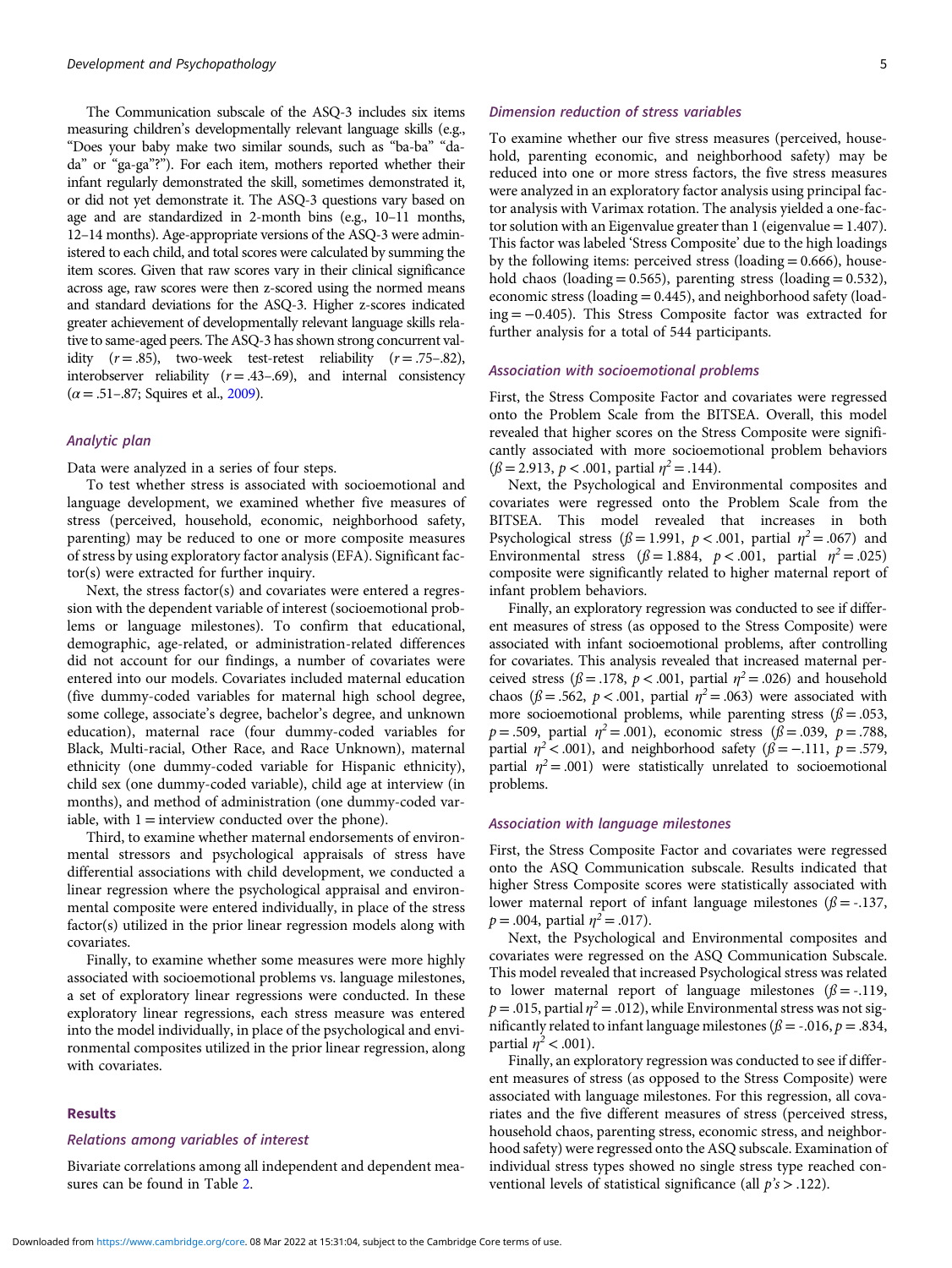The Communication subscale of the ASQ-3 includes six items measuring children's developmentally relevant language skills (e.g., "Does your baby make two similar sounds, such as "ba-ba" "da-da" or "ga-ga"?"). For each item, mothers reported whether their infant regularly demonstrated the skill, sometimes demonstrated it, or did not yet demonstrate it. The ASQ-3 questions vary based on age and are standardized in 2-month bins (e.g., 10–11 months, 12–14 months). Age-appropriate versions of the ASQ-3 were administered to each child, and total scores were calculated by summing the item scores. Given that raw scores vary in their clinical significance across age, raw scores were then z-scored using the normed means and standard deviations for the ASQ-3. Higher z-scores indicated greater achievement of developmentally relevant language skills relative to same-aged peers. The ASQ-3 has shown strong concurrent validity ($r = .85$), two-week test-retest reliability ($r = .75$–$.82$), interobserver reliability ($r = .43$–$.69$), and internal consistency ($\alpha = .51$–$.87$; Squires et al., 2009).

### Analytic plan

Data were analyzed in a series of four steps.

To test whether stress is associated with socioemotional and language development, we examined whether five measures of stress (perceived, household, economic, neighborhood safety, parenting) may be reduced to one or more composite measures of stress by using exploratory factor analysis (EFA). Significant factor(s) were extracted for further inquiry.

Next, the stress factor(s) and covariates were entered a regression with the dependent variable of interest (socioemotional problems or language milestones). To confirm that educational, demographic, age-related, or administration-related differences did not account for our findings, a number of covariates were entered into our models. Covariates included maternal education (five dummy-coded variables for maternal high school degree, some college, associate's degree, bachelor's degree, and unknown education), maternal race (four dummy-coded variables for Black, Multi-racial, Other Race, and Race Unknown), maternal ethnicity (one dummy-coded variable for Hispanic ethnicity), child sex (one dummy-coded variable), child age at interview (in months), and method of administration (one dummy-coded variable, with 1 = interview conducted over the phone).

Third, to examine whether maternal endorsements of environmental stressors and psychological appraisals of stress have differential associations with child development, we conducted a linear regression where the psychological appraisal and environmental composite were entered individually, in place of the stress factor(s) utilized in the prior linear regression models along with covariates.

Finally, to examine whether some measures were more highly associated with socioemotional problems vs. language milestones, a set of exploratory linear regressions were conducted. In these exploratory linear regressions, each stress measure was entered into the model individually, in place of the psychological and environmental composites utilized in the prior linear regression, along with covariates.

## Results

### Relations among variables of interest

Bivariate correlations among all independent and dependent measures can be found in Table 2.

### Dimension reduction of stress variables

To examine whether our five stress measures (perceived, household, parenting economic, and neighborhood safety) may be reduced into one or more stress factors, the five stress measures were analyzed in an exploratory factor analysis using principal factor analysis with Varimax rotation. The analysis yielded a one-factor solution with an Eigenvalue greater than 1 (eigenvalue = 1.407). This factor was labeled 'Stress Composite' due to the high loadings by the following items: perceived stress (loading = 0.666), household chaos (loading = 0.565), parenting stress (loading = 0.532), economic stress (loading = 0.445), and neighborhood safety (loading = −0.405). This Stress Composite factor was extracted for further analysis for a total of 544 participants.

### Association with socioemotional problems

First, the Stress Composite Factor and covariates were regressed onto the Problem Scale from the BITSEA. Overall, this model revealed that higher scores on the Stress Composite were significantly associated with more socioemotional problem behaviors ($\beta = 2.913$, $p < .001$, partial $\eta^2 = .144$).

Next, the Psychological and Environmental composites and covariates were regressed onto the Problem Scale from the BITSEA. This model revealed that increases in both Psychological stress ($\beta = 1.991$, $p < .001$, partial $\eta^2 = .067$) and Environmental stress ($\beta = 1.884$, $p < .001$, partial $\eta^2 = .025$) composite were significantly related to higher maternal report of infant problem behaviors.

Finally, an exploratory regression was conducted to see if different measures of stress (as opposed to the Stress Composite) were associated with infant socioemotional problems, after controlling for covariates. This analysis revealed that increased maternal perceived stress ($\beta = .178$, $p < .001$, partial $\eta^2 = .026$) and household chaos ($\beta = .562$, $p < .001$, partial $\eta^2 = .063$) were associated with more socioemotional problems, while parenting stress ($\beta = .053$, $p = .509$, partial $\eta^2 = .001$), economic stress ($\beta = .039$, $p = .788$, partial $\eta^2 < .001$), and neighborhood safety ($\beta = -.111$, $p = .579$, partial $\eta^2 = .001$) were statistically unrelated to socioemotional problems.

### Association with language milestones

First, the Stress Composite Factor and covariates were regressed onto the ASQ Communication subscale. Results indicated that higher Stress Composite scores were statistically associated with lower maternal report of infant language milestones ($\beta = -.137$, $p = .004$, partial $\eta^2 = .017$).

Next, the Psychological and Environmental composites and covariates were regressed on the ASQ Communication Subscale. This model revealed that increased Psychological stress was related to lower maternal report of language milestones ($\beta = -.119$, $p = .015$, partial $\eta^2 = .012$), while Environmental stress was not significantly related to infant language milestones ($\beta = -.016$, $p = .834$, partial $\eta^2 < .001$).

Finally, an exploratory regression was conducted to see if different measures of stress (as opposed to the Stress Composite) were associated with language milestones. For this regression, all covariates and the five different measures of stress (perceived stress, household chaos, parenting stress, economic stress, and neighborhood safety) were regressed onto the ASQ subscale. Examination of individual stress types showed no single stress type reached conventional levels of statistical significance (all $p$'s $> .122$).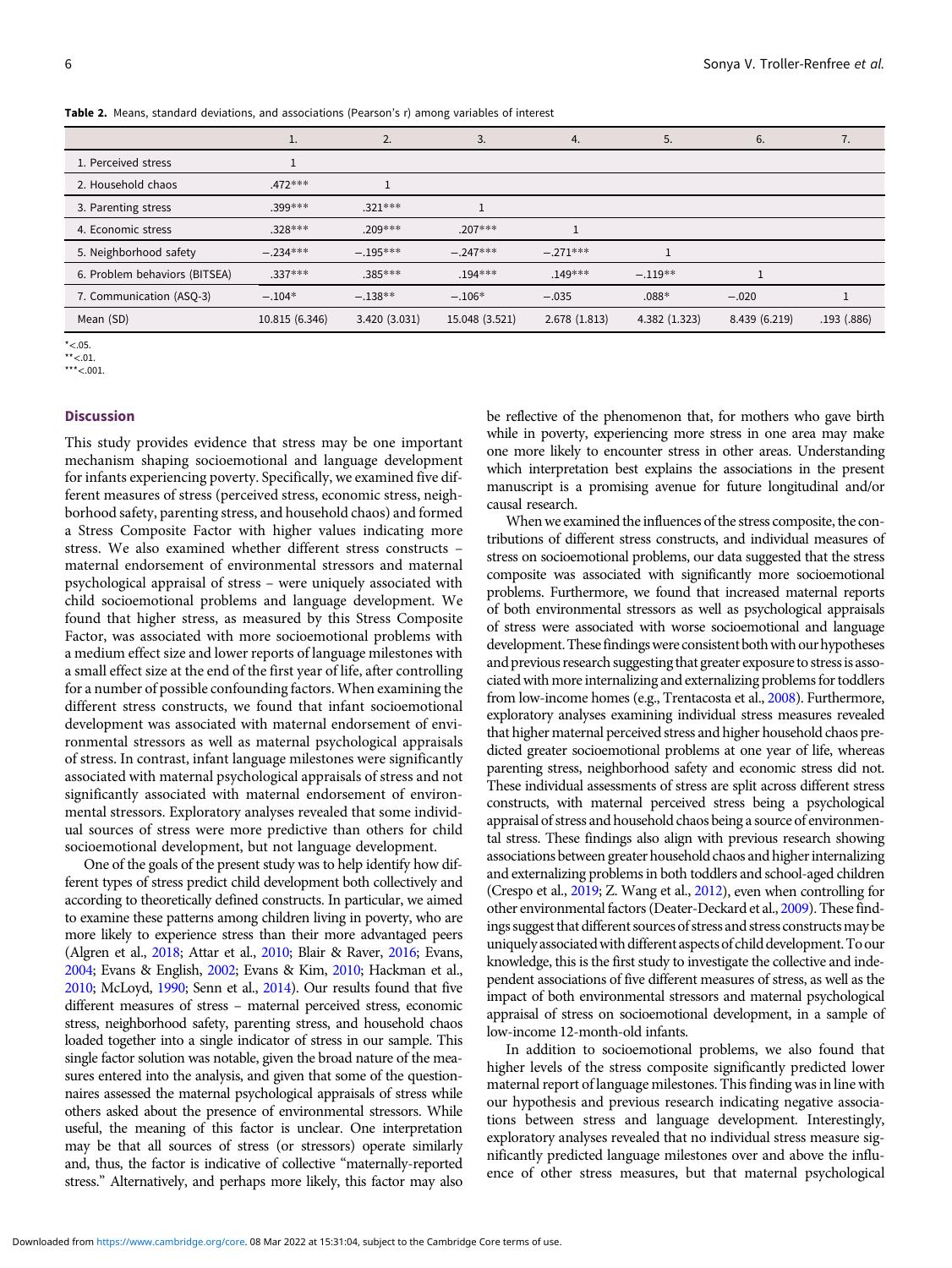**Table 2.** Means, standard deviations, and associations (Pearson's r) among variables of interest

| | 1. | 2. | 3. | 4. | 5. | 6. | 7. |
|---|---|---|---|---|---|---|---|
| 1. Perceived stress | 1 | | | | | | |
| 2. Household chaos | .472*** | 1 | | | | | |
| 3. Parenting stress | .399*** | .321*** | 1 | | | | |
| 4. Economic stress | .328*** | .209*** | .207*** | 1 | | | |
| 5. Neighborhood safety | −.234*** | −.195*** | −.247*** | −.271*** | 1 | | |
| 6. Problem behaviors (BITSEA) | .337*** | .385*** | .194*** | .149*** | −.119** | 1 | |
| 7. Communication (ASQ-3) | −.104* | −.138** | −.106* | −.035 | .088* | −.020 | 1 |
| Mean (SD) | 10.815 (6.346) | 3.420 (3.031) | 15.048 (3.521) | 2.678 (1.813) | 4.382 (1.323) | 8.439 (6.219) | .193 (.886) |

*<.05.
**<.01.
***<.001.

## Discussion

This study provides evidence that stress may be one important mechanism shaping socioemotional and language development for infants experiencing poverty. Specifically, we examined five different measures of stress (perceived stress, economic stress, neighborhood safety, parenting stress, and household chaos) and formed a Stress Composite Factor with higher values indicating more stress. We also examined whether different stress constructs – maternal endorsement of environmental stressors and maternal psychological appraisal of stress – were uniquely associated with child socioemotional problems and language development. We found that higher stress, as measured by this Stress Composite Factor, was associated with more socioemotional problems with a medium effect size and lower reports of language milestones with a small effect size at the end of the first year of life, after controlling for a number of possible confounding factors. When examining the different stress constructs, we found that infant socioemotional development was associated with maternal endorsement of environmental stressors as well as maternal psychological appraisals of stress. In contrast, infant language milestones were significantly associated with maternal psychological appraisals of stress and not significantly associated with maternal endorsement of environmental stressors. Exploratory analyses revealed that some individual sources of stress were more predictive than others for child socioemotional development, but not language development.

One of the goals of the present study was to help identify how different types of stress predict child development both collectively and according to theoretically defined constructs. In particular, we aimed to examine these patterns among children living in poverty, who are more likely to experience stress than their more advantaged peers (Algren et al., 2018; Attar et al., 2010; Blair & Raver, 2016; Evans, 2004; Evans & English, 2002; Evans & Kim, 2010; Hackman et al., 2010; McLoyd, 1990; Senn et al., 2014). Our results found that five different measures of stress – maternal perceived stress, economic stress, neighborhood safety, parenting stress, and household chaos loaded together into a single indicator of stress in our sample. This single factor solution was notable, given the broad nature of the measures entered into the analysis, and given that some of the questionnaires assessed the maternal psychological appraisals of stress while others asked about the presence of environmental stressors. While useful, the meaning of this factor is unclear. One interpretation may be that all sources of stress (or stressors) operate similarly and, thus, the factor is indicative of collective "maternally-reported stress." Alternatively, and perhaps more likely, this factor may also be reflective of the phenomenon that, for mothers who gave birth while in poverty, experiencing more stress in one area may make one more likely to encounter stress in other areas. Understanding which interpretation best explains the associations in the present manuscript is a promising avenue for future longitudinal and/or causal research.

When we examined the influences of the stress composite, the contributions of different stress constructs, and individual measures of stress on socioemotional problems, our data suggested that the stress composite was associated with significantly more socioemotional problems. Furthermore, we found that increased maternal reports of both environmental stressors as well as psychological appraisals of stress were associated with worse socioemotional and language development. These findings were consistent both with our hypotheses and previous research suggesting that greater exposure to stress is associated with more internalizing and externalizing problems for toddlers from low-income homes (e.g., Trentacosta et al., 2008). Furthermore, exploratory analyses examining individual stress measures revealed that higher maternal perceived stress and higher household chaos predicted greater socioemotional problems at one year of life, whereas parenting stress, neighborhood safety and economic stress did not. These individual assessments of stress are split across different stress constructs, with maternal perceived stress being a psychological appraisal of stress and household chaos being a source of environmental stress. These findings also align with previous research showing associations between greater household chaos and higher internalizing and externalizing problems in both toddlers and school-aged children (Crespo et al., 2019; Z. Wang et al., 2012), even when controlling for other environmental factors (Deater-Deckard et al., 2009). These findings suggest that different sources of stress and stress constructs may be uniquely associated with different aspects of child development. To our knowledge, this is the first study to investigate the collective and independent associations of five different measures of stress, as well as the impact of both environmental stressors and maternal psychological appraisal of stress on socioemotional development, in a sample of low-income 12-month-old infants.

In addition to socioemotional problems, we also found that higher levels of the stress composite significantly predicted lower maternal report of language milestones. This finding was in line with our hypothesis and previous research indicating negative associations between stress and language development. Interestingly, exploratory analyses revealed that no individual stress measure significantly predicted language milestones over and above the influence of other stress measures, but that maternal psychological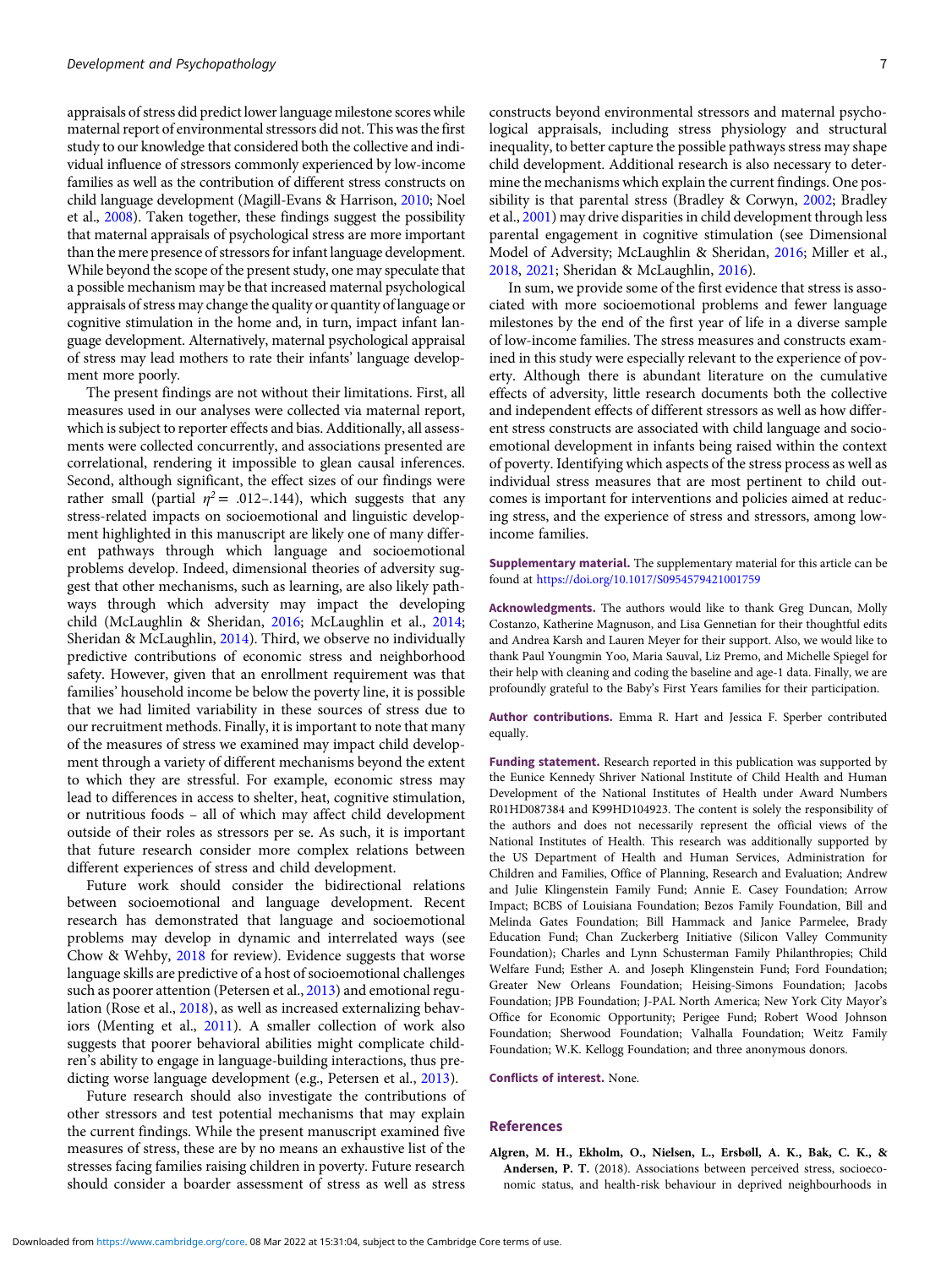appraisals of stress did predict lower language milestone scores while maternal report of environmental stressors did not. This was the first study to our knowledge that considered both the collective and individual influence of stressors commonly experienced by low-income families as well as the contribution of different stress constructs on child language development (Magill-Evans & Harrison, 2010; Noel et al., 2008). Taken together, these findings suggest the possibility that maternal appraisals of psychological stress are more important than the mere presence of stressors for infant language development. While beyond the scope of the present study, one may speculate that a possible mechanism may be that increased maternal psychological appraisals of stress may change the quality or quantity of language or cognitive stimulation in the home and, in turn, impact infant language development. Alternatively, maternal psychological appraisal of stress may lead mothers to rate their infants' language development more poorly.

The present findings are not without their limitations. First, all measures used in our analyses were collected via maternal report, which is subject to reporter effects and bias. Additionally, all assessments were collected concurrently, and associations presented are correlational, rendering it impossible to glean causal inferences. Second, although significant, the effect sizes of our findings were rather small (partial $\eta^2 = .012$–.144), which suggests that any stress-related impacts on socioemotional and linguistic development highlighted in this manuscript are likely one of many different pathways through which language and socioemotional problems develop. Indeed, dimensional theories of adversity suggest that other mechanisms, such as learning, are also likely pathways through which adversity may impact the developing child (McLaughlin & Sheridan, 2016; McLaughlin et al., 2014; Sheridan & McLaughlin, 2014). Third, we observe no individually predictive contributions of economic stress and neighborhood safety. However, given that an enrollment requirement was that families' household income be below the poverty line, it is possible that we had limited variability in these sources of stress due to our recruitment methods. Finally, it is important to note that many of the measures of stress we examined may impact child development through a variety of different mechanisms beyond the extent to which they are stressful. For example, economic stress may lead to differences in access to shelter, heat, cognitive stimulation, or nutritious foods – all of which may affect child development outside of their roles as stressors per se. As such, it is important that future research consider more complex relations between different experiences of stress and child development.

Future work should consider the bidirectional relations between socioemotional and language development. Recent research has demonstrated that language and socioemotional problems may develop in dynamic and interrelated ways (see Chow & Wehby, 2018 for review). Evidence suggests that worse language skills are predictive of a host of socioemotional challenges such as poorer attention (Petersen et al., 2013) and emotional regulation (Rose et al., 2018), as well as increased externalizing behaviors (Menting et al., 2011). A smaller collection of work also suggests that poorer behavioral abilities might complicate children's ability to engage in language-building interactions, thus predicting worse language development (e.g., Petersen et al., 2013).

Future research should also investigate the contributions of other stressors and test potential mechanisms that may explain the current findings. While the present manuscript examined five measures of stress, these are by no means an exhaustive list of the stresses facing families raising children in poverty. Future research should consider a boarder assessment of stress as well as stress constructs beyond environmental stressors and maternal psychological appraisals, including stress physiology and structural inequality, to better capture the possible pathways stress may shape child development. Additional research is also necessary to determine the mechanisms which explain the current findings. One possibility is that parental stress (Bradley & Corwyn, 2002; Bradley et al., 2001) may drive disparities in child development through less parental engagement in cognitive stimulation (see Dimensional Model of Adversity; McLaughlin & Sheridan, 2016; Miller et al., 2018, 2021; Sheridan & McLaughlin, 2016).

In sum, we provide some of the first evidence that stress is associated with more socioemotional problems and fewer language milestones by the end of the first year of life in a diverse sample of low-income families. The stress measures and constructs examined in this study were especially relevant to the experience of poverty. Although there is abundant literature on the cumulative effects of adversity, little research documents both the collective and independent effects of different stressors as well as how different stress constructs are associated with child language and socioemotional development in infants being raised within the context of poverty. Identifying which aspects of the stress process as well as individual stress measures that are most pertinent to child outcomes is important for interventions and policies aimed at reducing stress, and the experience of stress and stressors, among low-income families.

**Supplementary material.** The supplementary material for this article can be found at https://doi.org/10.1017/S0954579421001759

**Acknowledgments.** The authors would like to thank Greg Duncan, Molly Costanzo, Katherine Magnuson, and Lisa Gennetian for their thoughtful edits and Andrea Karsh and Lauren Meyer for their support. Also, we would like to thank Paul Youngmin Yoo, Maria Sauval, Liz Premo, and Michelle Spiegel for their help with cleaning and coding the baseline and age-1 data. Finally, we are profoundly grateful to the Baby's First Years families for their participation.

**Author contributions.** Emma R. Hart and Jessica F. Sperber contributed equally.

**Funding statement.** Research reported in this publication was supported by the Eunice Kennedy Shriver National Institute of Child Health and Human Development of the National Institutes of Health under Award Numbers R01HD087384 and K99HD104923. The content is solely the responsibility of the authors and does not necessarily represent the official views of the National Institutes of Health. This research was additionally supported by the US Department of Health and Human Services, Administration for Children and Families, Office of Planning, Research and Evaluation; Andrew and Julie Klingenstein Family Fund; Annie E. Casey Foundation; Arrow Impact; BCBS of Louisiana Foundation; Bezos Family Foundation, Bill and Melinda Gates Foundation; Bill Hammack and Janice Parmelee, Brady Education Fund; Chan Zuckerberg Initiative (Silicon Valley Community Foundation); Charles and Lynn Schusterman Family Philanthropies; Child Welfare Fund; Esther A. and Joseph Klingenstein Fund; Ford Foundation; Greater New Orleans Foundation; Heising-Simons Foundation; Jacobs Foundation; JPB Foundation; J-PAL North America; New York City Mayor's Office for Economic Opportunity; Perigee Fund; Robert Wood Johnson Foundation; Sherwood Foundation; Valhalla Foundation; Weitz Family Foundation; W.K. Kellogg Foundation; and three anonymous donors.

**Conflicts of interest.** None.

## References

**Algren, M. H., Ekholm, O., Nielsen, L., Ersbøll, A. K., Bak, C. K., & Andersen, P. T.** (2018). Associations between perceived stress, socioeconomic status, and health-risk behaviour in deprived neighbourhoods in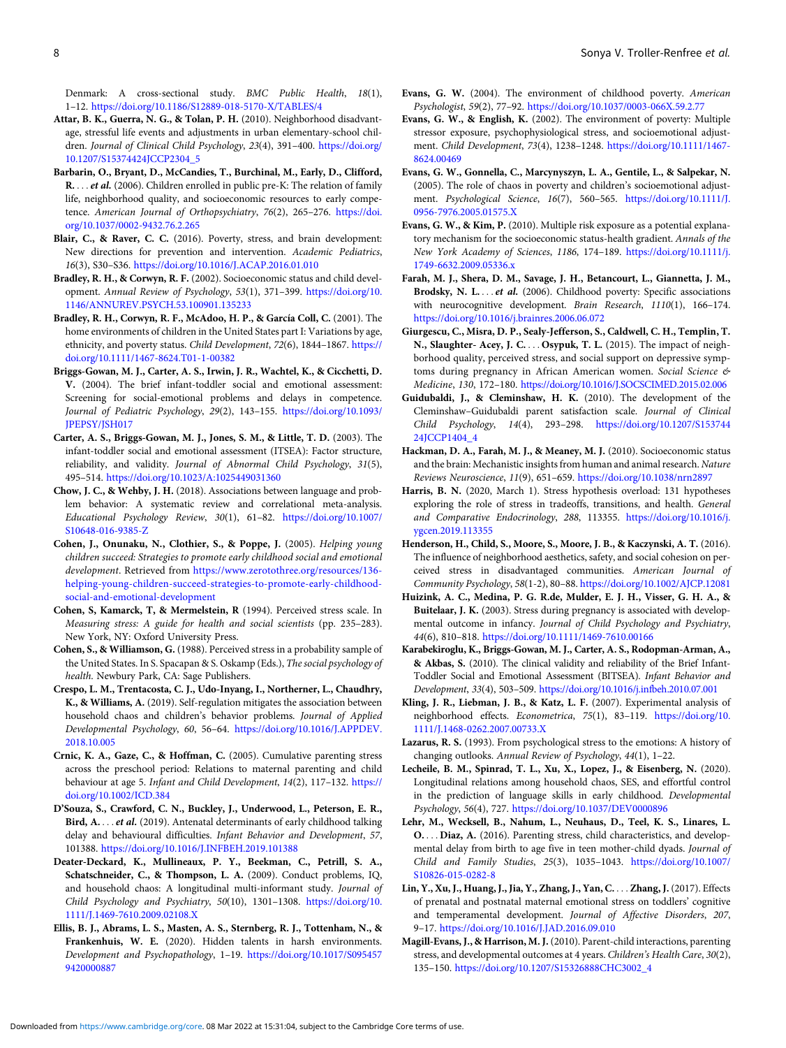Denmark: A cross-sectional study. *BMC Public Health*, *18*(1), 1–12. https://doi.org/10.1186/S12889-018-5170-X/TABLES/4

**Attar, B. K., Guerra, N. G., & Tolan, P. H.** (2010). Neighborhood disadvantage, stressful life events and adjustments in urban elementary-school children. *Journal of Clinical Child Psychology*, *23*(4), 391–400. https://doi.org/10.1207/S15374424JCCP2304_5

**Barbarin, O., Bryant, D., McCandies, T., Burchinal, M., Early, D., Clifford, R. . . . et al.** (2006). Children enrolled in public pre-K: The relation of family life, neighborhood quality, and socioeconomic resources to early competence. *American Journal of Orthopsychiatry*, *76*(2), 265–276. https://doi.org/10.1037/0002-9432.76.2.265

**Blair, C., & Raver, C. C.** (2016). Poverty, stress, and brain development: New directions for prevention and intervention. *Academic Pediatrics*, *16*(3), S30–S36. https://doi.org/10.1016/J.ACAP.2016.01.010

**Bradley, R. H., & Corwyn, R. F.** (2002). Socioeconomic status and child development. *Annual Review of Psychology*, *53*(1), 371–399. https://doi.org/10.1146/ANNUREV.PSYCH.53.100901.135233

**Bradley, R. H., Corwyn, R. F., McAdoo, H. P., & García Coll, C.** (2001). The home environments of children in the United States part I: Variations by age, ethnicity, and poverty status. *Child Development*, *72*(6), 1844–1867. https://doi.org/10.1111/1467-8624.T01-1-00382

**Briggs-Gowan, M. J., Carter, A. S., Irwin, J. R., Wachtel, K., & Cicchetti, D. V.** (2004). The brief infant-toddler social and emotional assessment: Screening for social-emotional problems and delays in competence. *Journal of Pediatric Psychology*, *29*(2), 143–155. https://doi.org/10.1093/JPEPSY/JSH017

**Carter, A. S., Briggs-Gowan, M. J., Jones, S. M., & Little, T. D.** (2003). The infant-toddler social and emotional assessment (ITSEA): Factor structure, reliability, and validity. *Journal of Abnormal Child Psychology*, *31*(5), 495–514. https://doi.org/10.1023/A:1025449031360

**Chow, J. C., & Wehby, J. H.** (2018). Associations between language and problem behavior: A systematic review and correlational meta-analysis. *Educational Psychology Review*, *30*(1), 61–82. https://doi.org/10.1007/S10648-016-9385-Z

**Cohen, J., Onunaku, N., Clothier, S., & Poppe, J.** (2005). *Helping young children succeed: Strategies to promote early childhood social and emotional development*. Retrieved from https://www.zerotothree.org/resources/136-helping-young-children-succeed-strategies-to-promote-early-childhood-social-and-emotional-development

**Cohen, S., Kamarck, T, & Mermelstein, R** (1994). Perceived stress scale. In *Measuring stress: A guide for health and social scientists* (pp. 235–283). New York, NY: Oxford University Press.

**Cohen, S., & Williamson, G.** (1988). Perceived stress in a probability sample of the United States. In S. Spacapan & S. Oskamp (Eds.), *The social psychology of health*. Newbury Park, CA: Sage Publishers.

**Crespo, L. M., Trentacosta, C. J., Udo-Inyang, I., Northerner, L., Chaudhry, K., & Williams, A.** (2019). Self-regulation mitigates the association between household chaos and children's behavior problems. *Journal of Applied Developmental Psychology*, *60*, 56–64. https://doi.org/10.1016/J.APPDEV.2018.10.005

**Crnic, K. A., Gaze, C., & Hoffman, C.** (2005). Cumulative parenting stress across the preschool period: Relations to maternal parenting and child behaviour at age 5. *Infant and Child Development*, *14*(2), 117–132. https://doi.org/10.1002/ICD.384

**D'Souza, S., Crawford, C. N., Buckley, J., Underwood, L., Peterson, E. R., Bird, A. . . . et al.** (2019). Antenatal determinants of early childhood talking delay and behavioural difficulties. *Infant Behavior and Development*, *57*, 101388. https://doi.org/10.1016/J.INFBEH.2019.101388

**Deater-Deckard, K., Mullineaux, P. Y., Beekman, C., Petrill, S. A., Schatschneider, C., & Thompson, L. A.** (2009). Conduct problems, IQ, and household chaos: A longitudinal multi-informant study. *Journal of Child Psychology and Psychiatry*, *50*(10), 1301–1308. https://doi.org/10.1111/J.1469-7610.2009.02108.X

**Ellis, B. J., Abrams, L. S., Masten, A. S., Sternberg, R. J., Tottenham, N., & Frankenhuis, W. E.** (2020). Hidden talents in harsh environments. *Development and Psychopathology*, 1–19. https://doi.org/10.1017/S0954579420000887

**Evans, G. W.** (2004). The environment of childhood poverty. *American Psychologist*, *59*(2), 77–92. https://doi.org/10.1037/0003-066X.59.2.77

**Evans, G. W., & English, K.** (2002). The environment of poverty: Multiple stressor exposure, psychophysiological stress, and socioemotional adjustment. *Child Development*, *73*(4), 1238–1248. https://doi.org/10.1111/1467-8624.00469

**Evans, G. W., Gonnella, C., Marcynyszyn, L. A., Gentile, L., & Salpekar, N.** (2005). The role of chaos in poverty and children's socioemotional adjustment. *Psychological Science*, *16*(7), 560–565. https://doi.org/10.1111/J.0956-7976.2005.01575.X

**Evans, G. W., & Kim, P.** (2010). Multiple risk exposure as a potential explanatory mechanism for the socioeconomic status-health gradient. *Annals of the New York Academy of Sciences*, *1186*, 174–189. https://doi.org/10.1111/j.1749-6632.2009.05336.x

**Farah, M. J., Shera, D. M., Savage, J. H., Betancourt, L., Giannetta, J. M., Brodsky, N. L. . . . et al.** (2006). Childhood poverty: Specific associations with neurocognitive development. *Brain Research*, *1110*(1), 166–174. https://doi.org/10.1016/j.brainres.2006.06.072

**Giurgescu, C., Misra, D. P., Sealy-Jefferson, S., Caldwell, C. H., Templin, T. N., Slaughter- Acey, J. C. . . . Osypuk, T. L.** (2015). The impact of neighborhood quality, perceived stress, and social support on depressive symptoms during pregnancy in African American women. *Social Science & Medicine*, *130*, 172–180. https://doi.org/10.1016/J.SOCSCIMED.2015.02.006

**Guidubaldi, J., & Cleminshaw, H. K.** (2010). The development of the Cleminshaw–Guidubaldi parent satisfaction scale. *Journal of Clinical Child Psychology*, *14*(4), 293–298. https://doi.org/10.1207/S15374424JCCP1404_4

**Hackman, D. A., Farah, M. J., & Meaney, M. J.** (2010). Socioeconomic status and the brain: Mechanistic insights from human and animal research. *Nature Reviews Neuroscience*, *11*(9), 651–659. https://doi.org/10.1038/nrn2897

**Harris, B. N.** (2020, March 1). Stress hypothesis overload: 131 hypotheses exploring the role of stress in tradeoffs, transitions, and health. *General and Comparative Endocrinology*, *288*, 113355. https://doi.org/10.1016/j.ygcen.2019.113355

**Henderson, H., Child, S., Moore, S., Moore, J. B., & Kaczynski, A. T.** (2016). The influence of neighborhood aesthetics, safety, and social cohesion on perceived stress in disadvantaged communities. *American Journal of Community Psychology*, *58*(1-2), 80–88. https://doi.org/10.1002/AJCP.12081

**Huizink, A. C., Medina, P. G. R.de, Mulder, E. J. H., Visser, G. H. A., & Buitelaar, J. K.** (2003). Stress during pregnancy is associated with developmental outcome in infancy. *Journal of Child Psychology and Psychiatry*, *44*(6), 810–818. https://doi.org/10.1111/1469-7610.00166

**Karabekiroglu, K., Briggs-Gowan, M. J., Carter, A. S., Rodopman-Arman, A., & Akbas, S.** (2010). The clinical validity and reliability of the Brief Infant-Toddler Social and Emotional Assessment (BITSEA). *Infant Behavior and Development*, *33*(4), 503–509. https://doi.org/10.1016/j.infbeh.2010.07.001

**Kling, J. R., Liebman, J. B., & Katz, L. F.** (2007). Experimental analysis of neighborhood effects. *Econometrica*, *75*(1), 83–119. https://doi.org/10.1111/J.1468-0262.2007.00733.X

**Lazarus, R. S.** (1993). From psychological stress to the emotions: A history of changing outlooks. *Annual Review of Psychology*, *44*(1), 1–22.

**Lecheile, B. M., Spinrad, T. L., Xu, X., Lopez, J., & Eisenberg, N.** (2020). Longitudinal relations among household chaos, SES, and effortful control in the prediction of language skills in early childhood. *Developmental Psychology*, *56*(4), 727. https://doi.org/10.1037/DEV0000896

**Lehr, M., Wecksell, B., Nahum, L., Neuhaus, D., Teel, K. S., Linares, L. O. . . . Diaz, A.** (2016). Parenting stress, child characteristics, and developmental delay from birth to age five in teen mother-child dyads. *Journal of Child and Family Studies*, *25*(3), 1035–1043. https://doi.org/10.1007/S10826-015-0282-8

**Lin, Y., Xu, J., Huang, J., Jia, Y., Zhang, J., Yan, C. . . . Zhang, J.** (2017). Effects of prenatal and postnatal maternal emotional stress on toddlers' cognitive and temperamental development. *Journal of Affective Disorders*, *207*, 9–17. https://doi.org/10.1016/J.JAD.2016.09.010

**Magill-Evans, J., & Harrison, M. J.** (2010). Parent-child interactions, parenting stress, and developmental outcomes at 4 years. *Children's Health Care*, *30*(2), 135–150. https://doi.org/10.1207/S15326888CHC3002_4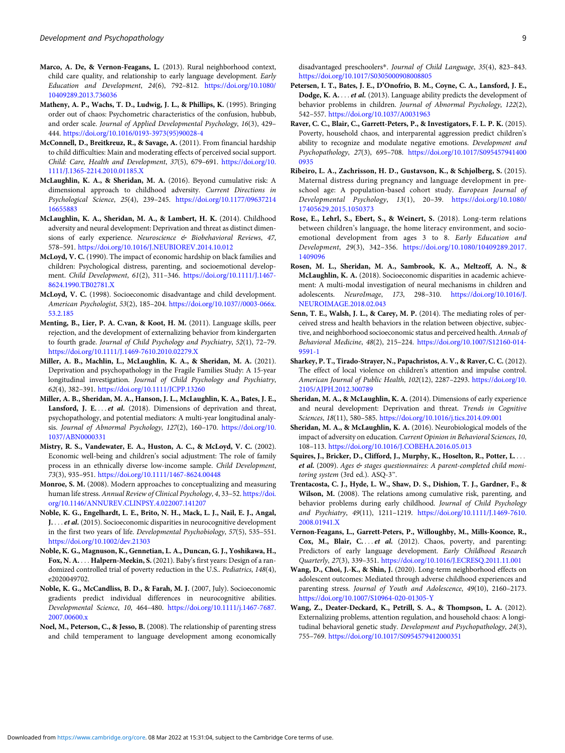**Marco, A. De, & Vernon-Feagans, L.** (2013). Rural neighborhood context, child care quality, and relationship to early language development. *Early Education and Development*, *24*(6), 792–812. https://doi.org/10.1080/10409289.2013.736036

**Matheny, A. P., Wachs, T. D., Ludwig, J. L., & Phillips, K.** (1995). Bringing order out of chaos: Psychometric characteristics of the confusion, hubbub, and order scale. *Journal of Applied Developmental Psychology*, *16*(3), 429–444. https://doi.org/10.1016/0193-3973(95)90028-4

**McConnell, D., Breitkreuz, R., & Savage, A.** (2011). From financial hardship to child difficulties: Main and moderating effects of perceived social support. *Child: Care, Health and Development*, *37*(5), 679–691. https://doi.org/10.1111/J.1365-2214.2010.01185.X

**McLaughlin, K. A., & Sheridan, M. A.** (2016). Beyond cumulative risk: A dimensional approach to childhood adversity. *Current Directions in Psychological Science*, *25*(4), 239–245. https://doi.org/10.1177/0963721416655883

**McLaughlin, K. A., Sheridan, M. A., & Lambert, H. K.** (2014). Childhood adversity and neural development: Deprivation and threat as distinct dimensions of early experience. *Neuroscience & Biobehavioral Reviews*, *47*, 578–591. https://doi.org/10.1016/J.NEUBIOREV.2014.10.012

**McLoyd, V. C.** (1990). The impact of economic hardship on black families and children: Psychological distress, parenting, and socioemotional development. *Child Development*, *61*(2), 311–346. https://doi.org/10.1111/J.1467-8624.1990.TB02781.X

**McLoyd, V. C.** (1998). Socioeconomic disadvantage and child development. *American Psychologist*, *53*(2), 185–204. https://doi.org/10.1037//0003-066x.53.2.185

**Menting, B., Lier, P. A. C.van, & Koot, H. M.** (2011). Language skills, peer rejection, and the development of externalizing behavior from kindergarten to fourth grade. *Journal of Child Psychology and Psychiatry*, *52*(1), 72–79. https://doi.org/10.1111/J.1469-7610.2010.02279.X

**Miller, A. B., Machlin, L., McLaughlin, K. A., & Sheridan, M. A.** (2021). Deprivation and psychopathology in the Fragile Families Study: A 15-year longitudinal investigation. *Journal of Child Psychology and Psychiatry*, *62*(4), 382–391. https://doi.org/10.1111/JCPP.13260

**Miller, A. B., Sheridan, M. A., Hanson, J. L., McLaughlin, K. A., Bates, J. E., Lansford, J. E. . . . *et al.*** (2018). Dimensions of deprivation and threat, psychopathology, and potential mediators: A multi-year longitudinal analysis. *Journal of Abnormal Psychology*, *127*(2), 160–170. https://doi.org/10.1037/ABN0000331

**Mistry, R. S., Vandewater, E. A., Huston, A. C., & McLoyd, V. C.** (2002). Economic well-being and children's social adjustment: The role of family process in an ethnically diverse low-income sample. *Child Development*, *73*(3), 935–951. https://doi.org/10.1111/1467-8624.00448

**Monroe, S. M.** (2008). Modern approaches to conceptualizing and measuring human life stress. *Annual Review of Clinical Psychology*, *4*, 33–52. https://doi.org/10.1146/ANNUREV.CLINPSY.4.022007.141207

**Noble, K. G., Engelhardt, L. E., Brito, N. H., Mack, L. J., Nail, E. J., Angal, J. . . . *et al.*** (2015). Socioeconomic disparities in neurocognitive development in the first two years of life. *Developmental Psychobiology*, *57*(5), 535–551. https://doi.org/10.1002/dev.21303

**Noble, K. G., Magnuson, K., Gennetian, L. A., Duncan, G. J., Yoshikawa, H., Fox, N. A. . . . Halpern-Meekin, S.** (2021). Baby's first years: Design of a randomized controlled trial of poverty reduction in the U.S.. *Pediatrics*, *148*(4), e2020049702.

**Noble, K. G., McCandliss, B. D., & Farah, M. J.** (2007, July). Socioeconomic gradients predict individual differences in neurocognitive abilities. *Developmental Science*, *10*, 464–480. https://doi.org/10.1111/j.1467-7687.2007.00600.x

**Noel, M., Peterson, C., & Jesso, B.** (2008). The relationship of parenting stress and child temperament to language development among economically disadvantaged preschoolers*. *Journal of Child Language*, *35*(4), 823–843. https://doi.org/10.1017/S0305000908008805

**Petersen, I. T., Bates, J. E., D'Onofrio, B. M., Coyne, C. A., Lansford, J. E., Dodge, K. A. . . . *et al.*** (2013). Language ability predicts the development of behavior problems in children. *Journal of Abnormal Psychology*, *122*(2), 542–557. https://doi.org/10.1037/A0031963

**Raver, C. C., Blair, C., Garrett-Peters, P., & Investigators, F. L. P. K.** (2015). Poverty, household chaos, and interparental aggression predict children's ability to recognize and modulate negative emotions. *Development and Psychopathology*, *27*(3), 695–708. https://doi.org/10.1017/S0954579414000935

**Ribeiro, L. A., Zachrisson, H. D., Gustavson, K., & Schjølberg, S.** (2015). Maternal distress during pregnancy and language development in preschool age: A population-based cohort study. *European Journal of Developmental Psychology*, *13*(1), 20–39. https://doi.org/10.1080/17405629.2015.1050373

**Rose, E., Lehrl, S., Ebert, S., & Weinert, S.** (2018). Long-term relations between children's language, the home literacy environment, and socioemotional development from ages 3 to 8. *Early Education and Development*, *29*(3), 342–356. https://doi.org/10.1080/10409289.2017.1409096

**Rosen, M. L., Sheridan, M. A., Sambrook, K. A., Meltzoff, A. N., & McLaughlin, K. A.** (2018). Socioeconomic disparities in academic achievement: A multi-modal investigation of neural mechanisms in children and adolescents. *NeuroImage*, *173*, 298–310. https://doi.org/10.1016/J.NEUROIMAGE.2018.02.043

**Senn, T. E., Walsh, J. L., & Carey, M. P.** (2014). The mediating roles of perceived stress and health behaviors in the relation between objective, subjective, and neighborhood socioeconomic status and perceived health. *Annals of Behavioral Medicine*, *48*(2), 215–224. https://doi.org/10.1007/S12160-014-9591-1

**Sharkey, P. T., Tirado-Strayer, N., Papachristos, A. V., & Raver, C. C.** (2012). The effect of local violence on children's attention and impulse control. *American Journal of Public Health*, *102*(12), 2287–2293. https://doi.org/10.2105/AJPH.2012.300789

**Sheridan, M. A., & McLaughlin, K. A.** (2014). Dimensions of early experience and neural development: Deprivation and threat. *Trends in Cognitive Sciences*, *18*(11), 580–585. https://doi.org/10.1016/j.tics.2014.09.001

**Sheridan, M. A., & McLaughlin, K. A.** (2016). Neurobiological models of the impact of adversity on education. *Current Opinion in Behavioral Sciences*, *10*, 108–113. https://doi.org/10.1016/J.COBEHA.2016.05.013

**Squires, J., Bricker, D., Clifford, J., Murphy, K., Hoselton, R., Potter, L. . . . *et al.*** (2009). *Ages & stages questionnaires: A parent-completed child monitoring system* (3rd ed.). ASQ-3™.

**Trentacosta, C. J., Hyde, L. W., Shaw, D. S., Dishion, T. J., Gardner, F., & Wilson, M.** (2008). The relations among cumulative risk, parenting, and behavior problems during early childhood. *Journal of Child Psychology and Psychiatry*, *49*(11), 1211–1219. https://doi.org/10.1111/J.1469-7610.2008.01941.X

**Vernon-Feagans, L., Garrett-Peters, P., Willoughby, M., Mills-Koonce, R., Cox, M., Blair, C. . . . *et al.*** (2012). Chaos, poverty, and parenting: Predictors of early language development. *Early Childhood Research Quarterly*, *27*(3), 339–351. https://doi.org/10.1016/J.ECRESQ.2011.11.001

**Wang, D., Choi, J.-K., & Shin, J.** (2020). Long-term neighborhood effects on adolescent outcomes: Mediated through adverse childhood experiences and parenting stress. *Journal of Youth and Adolescence*, *49*(10), 2160–2173. https://doi.org/10.1007/S10964-020-01305-Y

**Wang, Z., Deater-Deckard, K., Petrill, S. A., & Thompson, L. A.** (2012). Externalizing problems, attention regulation, and household chaos: A longitudinal behavioral genetic study. *Development and Psychopathology*, *24*(3), 755–769. https://doi.org/10.1017/S0954579412000351